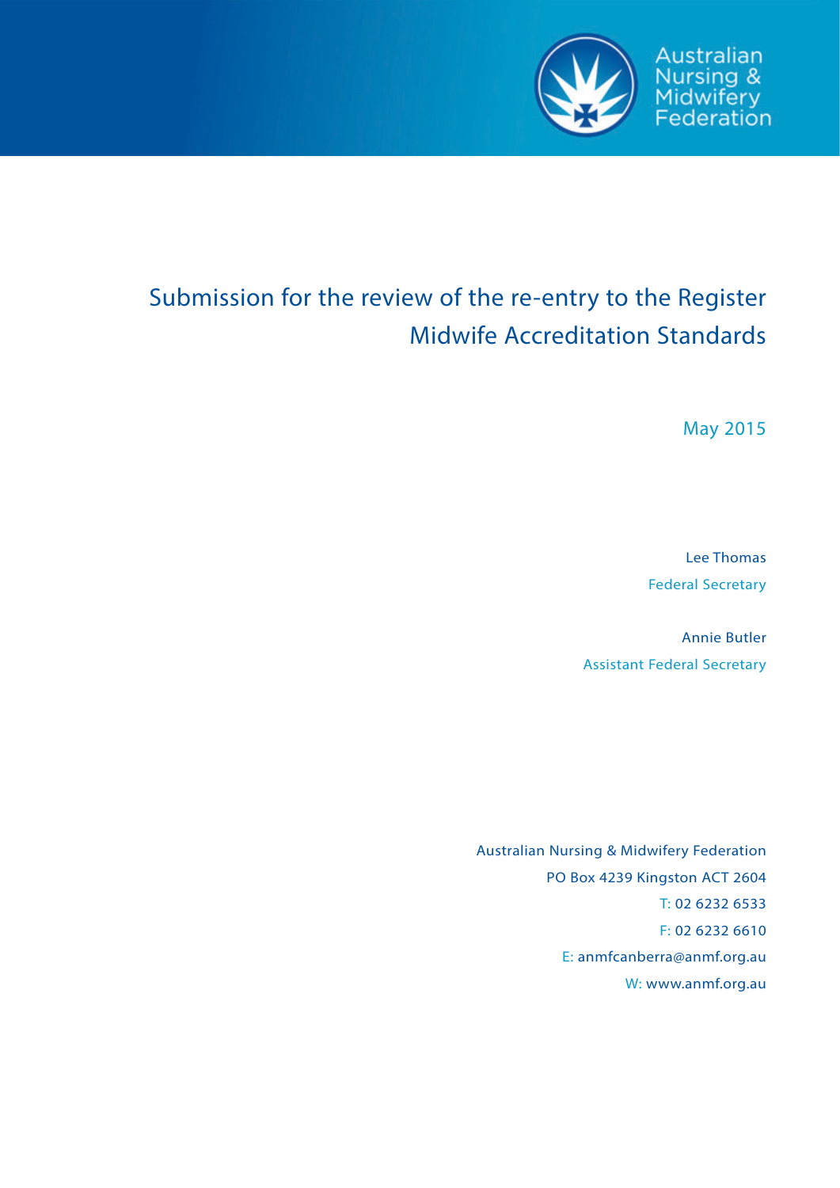Australian Nursing & Midwifery Federation

# Submission for the review of the re-entry to the Register Midwife Accreditation Standards

May 2015

Lee Thomas
Federal Secretary

Annie Butler
Assistant Federal Secretary

Australian Nursing & Midwifery Federation
PO Box 4239 Kingston ACT 2604
T: 02 6232 6533
F: 02 6232 6610
E: anmfcanberra@anmf.org.au
W: www.anmf.org.au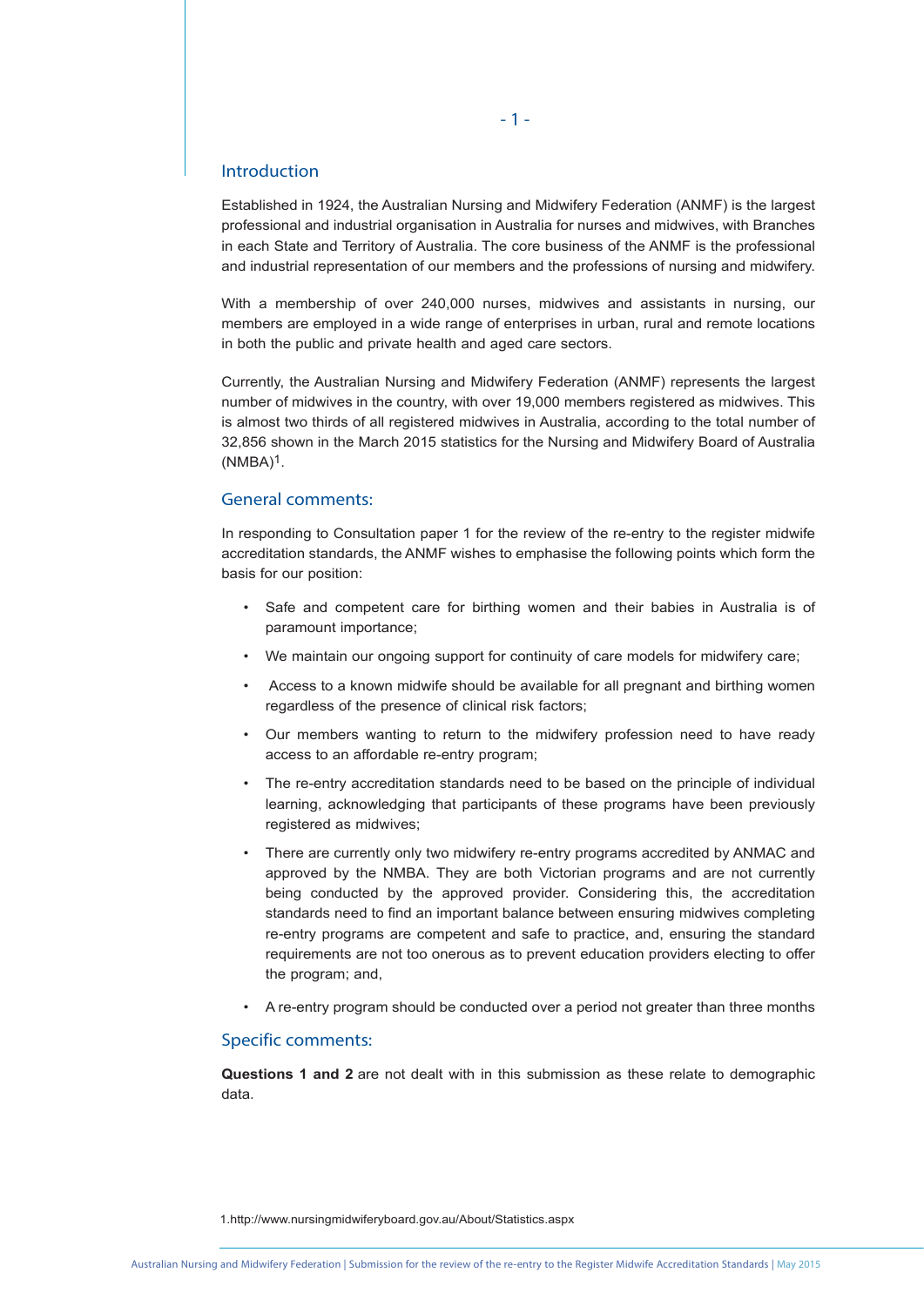## Introduction

Established in 1924, the Australian Nursing and Midwifery Federation (ANMF) is the largest professional and industrial organisation in Australia for nurses and midwives, with Branches in each State and Territory of Australia. The core business of the ANMF is the professional and industrial representation of our members and the professions of nursing and midwifery.

With a membership of over 240,000 nurses, midwives and assistants in nursing, our members are employed in a wide range of enterprises in urban, rural and remote locations in both the public and private health and aged care sectors.

Currently, the Australian Nursing and Midwifery Federation (ANMF) represents the largest number of midwives in the country, with over 19,000 members registered as midwives. This is almost two thirds of all registered midwives in Australia, according to the total number of 32,856 shown in the March 2015 statistics for the Nursing and Midwifery Board of Australia (NMBA)[1].

## General comments:

In responding to Consultation paper 1 for the review of the re-entry to the register midwife accreditation standards, the ANMF wishes to emphasise the following points which form the basis for our position:

- Safe and competent care for birthing women and their babies in Australia is of paramount importance;
- We maintain our ongoing support for continuity of care models for midwifery care;
- Access to a known midwife should be available for all pregnant and birthing women regardless of the presence of clinical risk factors;
- Our members wanting to return to the midwifery profession need to have ready access to an affordable re-entry program;
- The re-entry accreditation standards need to be based on the principle of individual learning, acknowledging that participants of these programs have been previously registered as midwives;
- There are currently only two midwifery re-entry programs accredited by ANMAC and approved by the NMBA. They are both Victorian programs and are not currently being conducted by the approved provider. Considering this, the accreditation standards need to find an important balance between ensuring midwives completing re-entry programs are competent and safe to practice, and, ensuring the standard requirements are not too onerous as to prevent education providers electing to offer the program; and,
- A re-entry program should be conducted over a period not greater than three months

## Specific comments:

**Questions 1 and 2** are not dealt with in this submission as these relate to demographic data.

1.http://www.nursingmidwiferyboard.gov.au/About/Statistics.aspx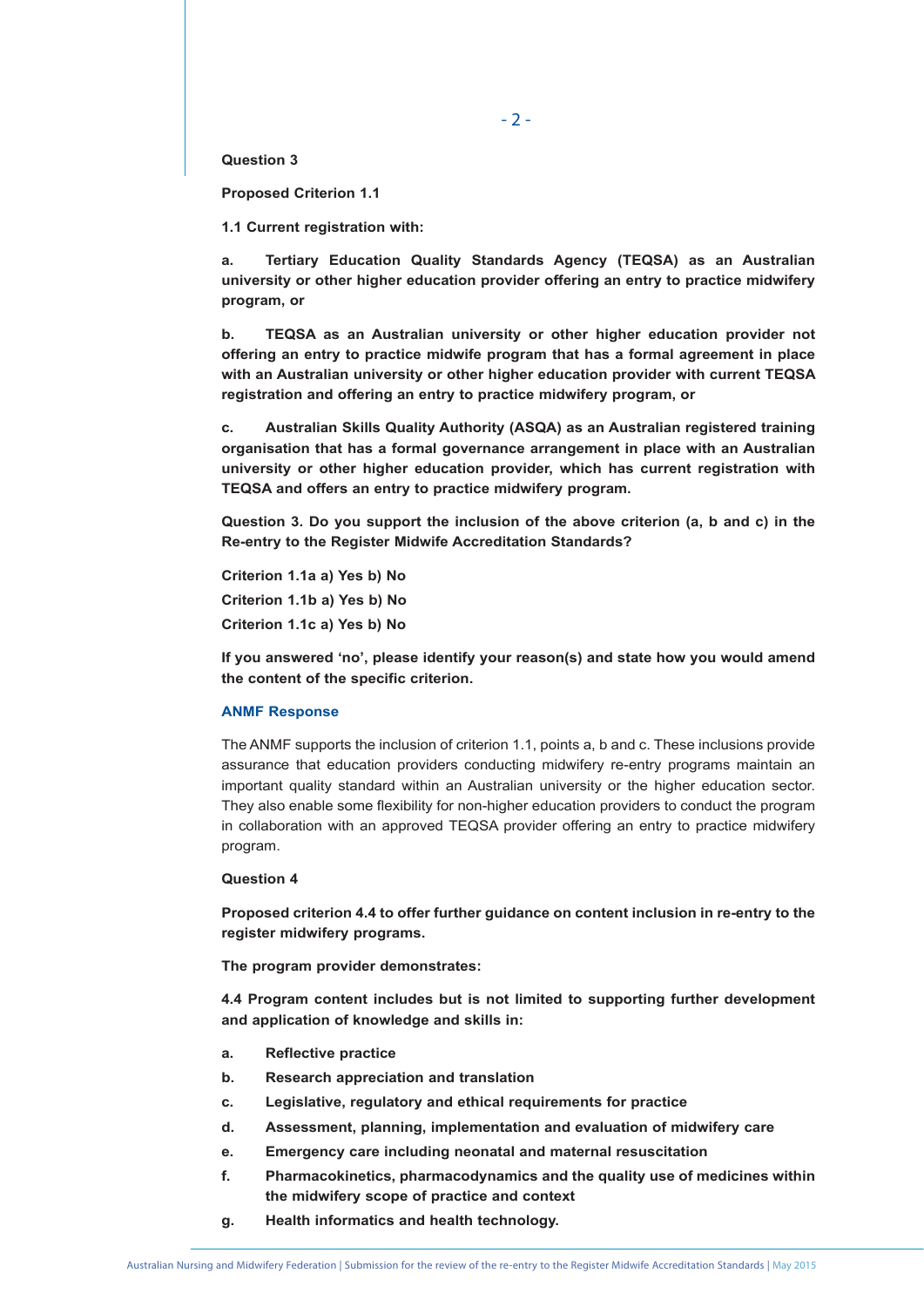**Question 3**

**Proposed Criterion 1.1**

**1.1 Current registration with:**

**a. Tertiary Education Quality Standards Agency (TEQSA) as an Australian university or other higher education provider offering an entry to practice midwifery program, or**

**b. TEQSA as an Australian university or other higher education provider not offering an entry to practice midwife program that has a formal agreement in place with an Australian university or other higher education provider with current TEQSA registration and offering an entry to practice midwifery program, or**

**c. Australian Skills Quality Authority (ASQA) as an Australian registered training organisation that has a formal governance arrangement in place with an Australian university or other higher education provider, which has current registration with TEQSA and offers an entry to practice midwifery program.**

**Question 3. Do you support the inclusion of the above criterion (a, b and c) in the Re-entry to the Register Midwife Accreditation Standards?**

**Criterion 1.1a a) Yes b) No**

**Criterion 1.1b a) Yes b) No**

**Criterion 1.1c a) Yes b) No**

**If you answered 'no', please identify your reason(s) and state how you would amend the content of the specific criterion.**

**ANMF Response**

The ANMF supports the inclusion of criterion 1.1, points a, b and c. These inclusions provide assurance that education providers conducting midwifery re-entry programs maintain an important quality standard within an Australian university or the higher education sector. They also enable some flexibility for non-higher education providers to conduct the program in collaboration with an approved TEQSA provider offering an entry to practice midwifery program.

**Question 4**

**Proposed criterion 4.4 to offer further guidance on content inclusion in re-entry to the register midwifery programs.**

**The program provider demonstrates:**

**4.4 Program content includes but is not limited to supporting further development and application of knowledge and skills in:**

- **a. Reflective practice**
- **b. Research appreciation and translation**
- **c. Legislative, regulatory and ethical requirements for practice**
- **d. Assessment, planning, implementation and evaluation of midwifery care**
- **e. Emergency care including neonatal and maternal resuscitation**
- **f. Pharmacokinetics, pharmacodynamics and the quality use of medicines within the midwifery scope of practice and context**
- **g. Health informatics and health technology.**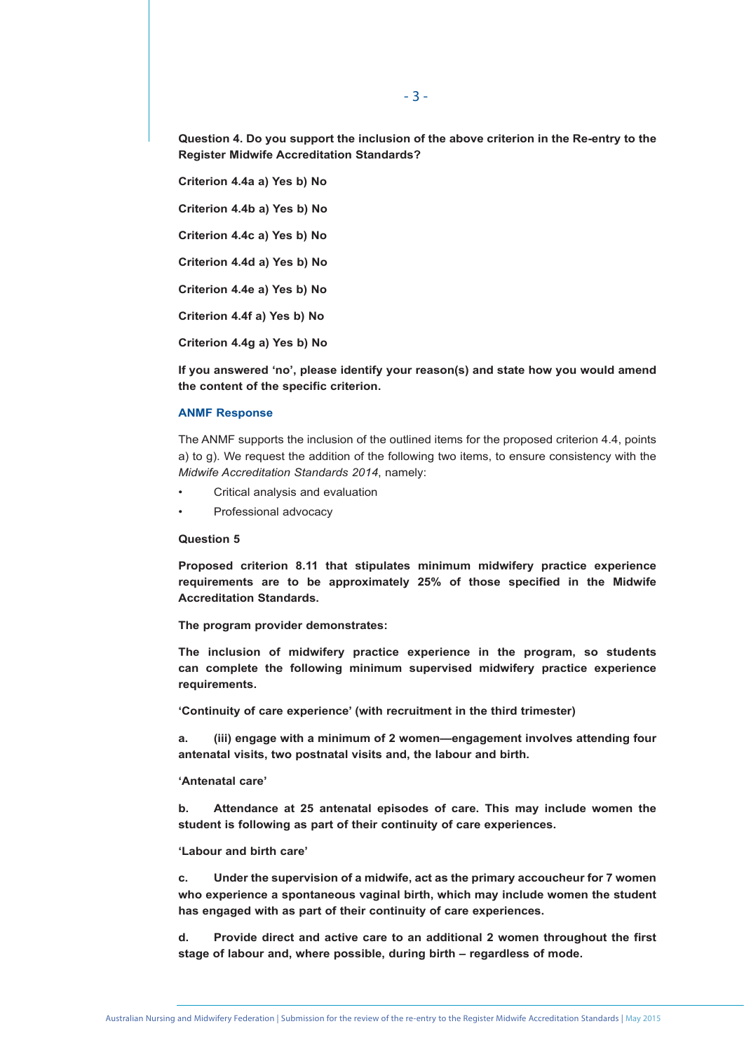**Question 4. Do you support the inclusion of the above criterion in the Re-entry to the Register Midwife Accreditation Standards?**

**Criterion 4.4a a) Yes b) No**

**Criterion 4.4b a) Yes b) No**

**Criterion 4.4c a) Yes b) No**

**Criterion 4.4d a) Yes b) No**

**Criterion 4.4e a) Yes b) No**

**Criterion 4.4f a) Yes b) No**

**Criterion 4.4g a) Yes b) No**

**If you answered 'no', please identify your reason(s) and state how you would amend the content of the specific criterion.**

**ANMF Response**

The ANMF supports the inclusion of the outlined items for the proposed criterion 4.4, points a) to g). We request the addition of the following two items, to ensure consistency with the *Midwife Accreditation Standards 2014*, namely:

- Critical analysis and evaluation
- Professional advocacy

**Question 5**

**Proposed criterion 8.11 that stipulates minimum midwifery practice experience requirements are to be approximately 25% of those specified in the Midwife Accreditation Standards.**

**The program provider demonstrates:**

**The inclusion of midwifery practice experience in the program, so students can complete the following minimum supervised midwifery practice experience requirements.**

**'Continuity of care experience' (with recruitment in the third trimester)**

**a. (iii) engage with a minimum of 2 women—engagement involves attending four antenatal visits, two postnatal visits and, the labour and birth.**

**'Antenatal care'**

**b. Attendance at 25 antenatal episodes of care. This may include women the student is following as part of their continuity of care experiences.**

**'Labour and birth care'**

**c. Under the supervision of a midwife, act as the primary accoucheur for 7 women who experience a spontaneous vaginal birth, which may include women the student has engaged with as part of their continuity of care experiences.**

**d. Provide direct and active care to an additional 2 women throughout the first stage of labour and, where possible, during birth – regardless of mode.**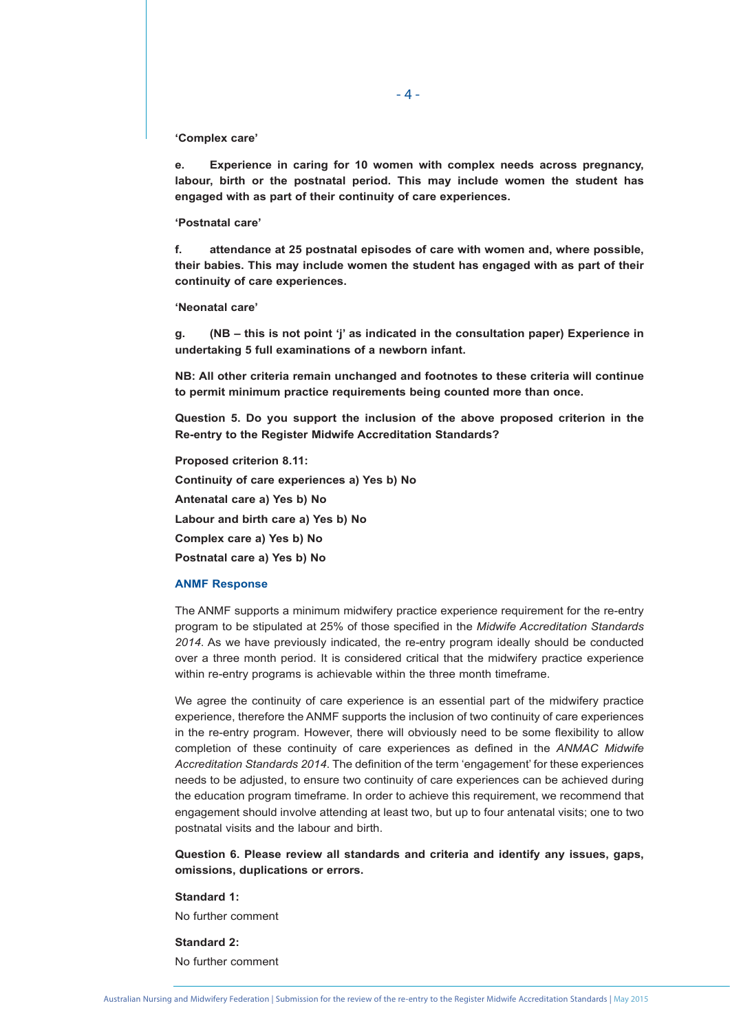**‘Complex care’**

**e. Experience in caring for 10 women with complex needs across pregnancy, labour, birth or the postnatal period. This may include women the student has engaged with as part of their continuity of care experiences.**

**‘Postnatal care’**

**f. attendance at 25 postnatal episodes of care with women and, where possible, their babies. This may include women the student has engaged with as part of their continuity of care experiences.**

**‘Neonatal care’**

**g. (NB – this is not point ‘j’ as indicated in the consultation paper) Experience in undertaking 5 full examinations of a newborn infant.**

**NB: All other criteria remain unchanged and footnotes to these criteria will continue to permit minimum practice requirements being counted more than once.**

**Question 5. Do you support the inclusion of the above proposed criterion in the Re-entry to the Register Midwife Accreditation Standards?**

**Proposed criterion 8.11:**

**Continuity of care experiences a) Yes b) No**

**Antenatal care a) Yes b) No**

**Labour and birth care a) Yes b) No**

**Complex care a) Yes b) No**

**Postnatal care a) Yes b) No**

### ANMF Response

The ANMF supports a minimum midwifery practice experience requirement for the re-entry program to be stipulated at 25% of those specified in the *Midwife Accreditation Standards 2014*. As we have previously indicated, the re-entry program ideally should be conducted over a three month period. It is considered critical that the midwifery practice experience within re-entry programs is achievable within the three month timeframe.

We agree the continuity of care experience is an essential part of the midwifery practice experience, therefore the ANMF supports the inclusion of two continuity of care experiences in the re-entry program. However, there will obviously need to be some flexibility to allow completion of these continuity of care experiences as defined in the *ANMAC Midwife Accreditation Standards 2014*. The definition of the term ‘engagement’ for these experiences needs to be adjusted, to ensure two continuity of care experiences can be achieved during the education program timeframe. In order to achieve this requirement, we recommend that engagement should involve attending at least two, but up to four antenatal visits; one to two postnatal visits and the labour and birth.

**Question 6. Please review all standards and criteria and identify any issues, gaps, omissions, duplications or errors.**

**Standard 1:**

No further comment

**Standard 2:**

No further comment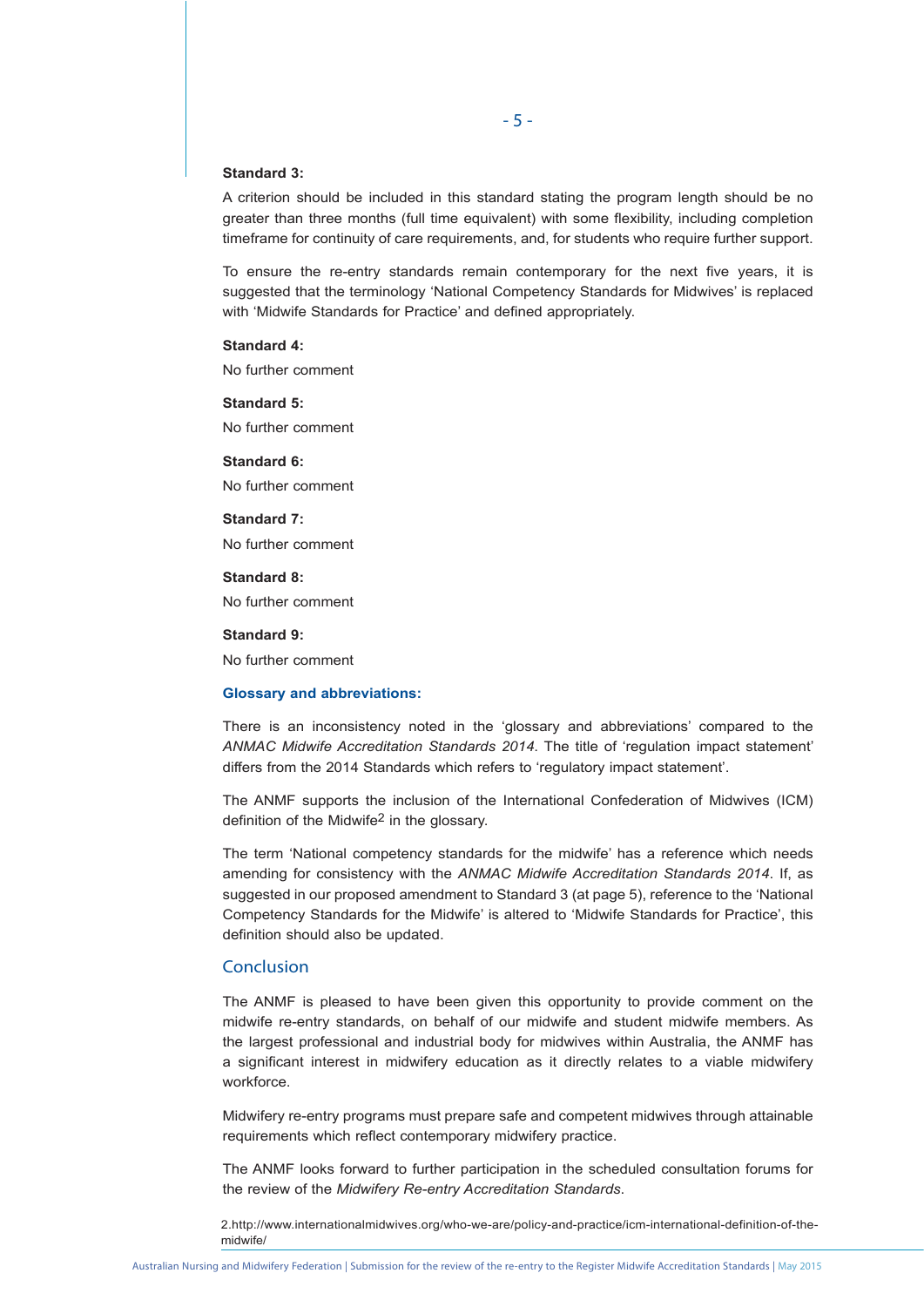**Standard 3:**

A criterion should be included in this standard stating the program length should be no greater than three months (full time equivalent) with some flexibility, including completion timeframe for continuity of care requirements, and, for students who require further support.

To ensure the re-entry standards remain contemporary for the next five years, it is suggested that the terminology 'National Competency Standards for Midwives' is replaced with 'Midwife Standards for Practice' and defined appropriately.

**Standard 4:**

No further comment

**Standard 5:**

No further comment

**Standard 6:**

No further comment

**Standard 7:**

No further comment

**Standard 8:**

No further comment

**Standard 9:**

No further comment

### Glossary and abbreviations:

There is an inconsistency noted in the 'glossary and abbreviations' compared to the *ANMAC Midwife Accreditation Standards 2014*. The title of 'regulation impact statement' differs from the 2014 Standards which refers to 'regulatory impact statement'.

The ANMF supports the inclusion of the International Confederation of Midwives (ICM) definition of the Midwife[2] in the glossary.

The term 'National competency standards for the midwife' has a reference which needs amending for consistency with the *ANMAC Midwife Accreditation Standards 2014*. If, as suggested in our proposed amendment to Standard 3 (at page 5), reference to the 'National Competency Standards for the Midwife' is altered to 'Midwife Standards for Practice', this definition should also be updated.

## Conclusion

The ANMF is pleased to have been given this opportunity to provide comment on the midwife re-entry standards, on behalf of our midwife and student midwife members. As the largest professional and industrial body for midwives within Australia, the ANMF has a significant interest in midwifery education as it directly relates to a viable midwifery workforce.

Midwifery re-entry programs must prepare safe and competent midwives through attainable requirements which reflect contemporary midwifery practice.

The ANMF looks forward to further participation in the scheduled consultation forums for the review of the *Midwifery Re-entry Accreditation Standards*.

2.http://www.internationalmidwives.org/who-we-are/policy-and-practice/icm-international-definition-of-the-midwife/